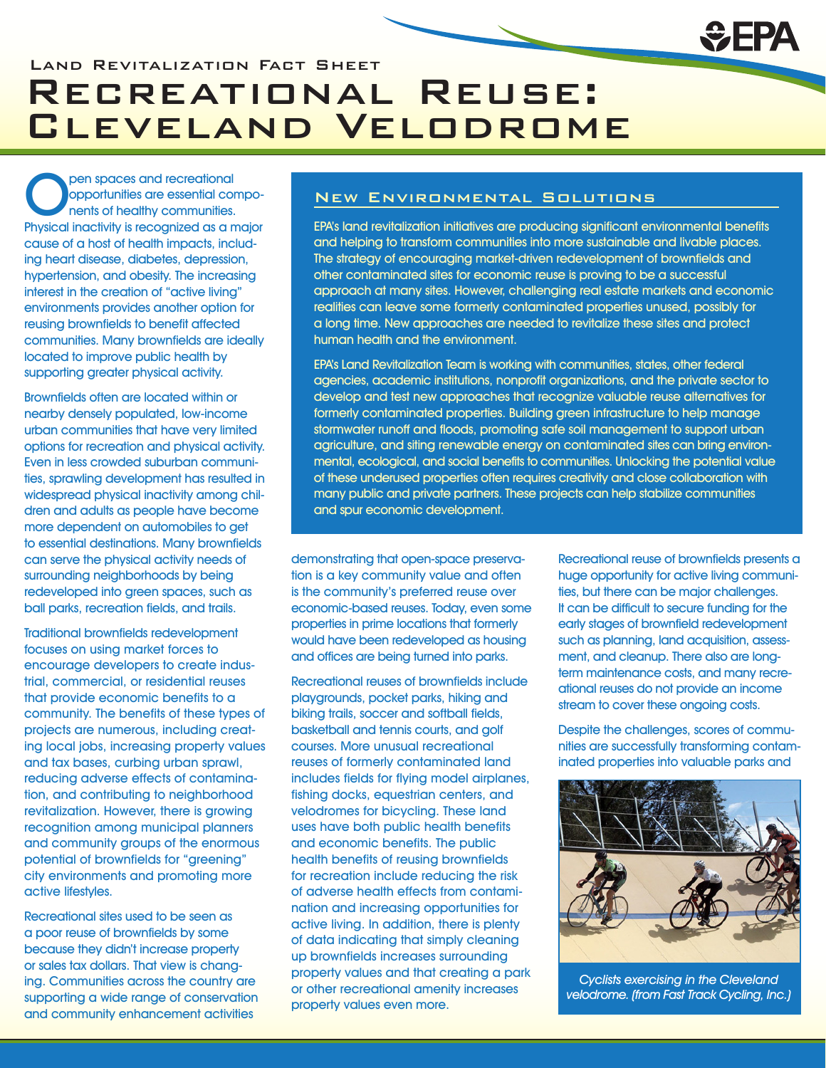Land Revitalization Fact Sheet

# Recreational Reuse: Cleveland Velodrome

Open spaces and recreational opportunities are essential components of healthy communities. Physical inactivity is recognized as a major cause of a host of health impacts, including heart disease, diabetes, depression, hypertension, and obesity. The increasing interest in the creation of "active living" environments provides another option for reusing brownfields to benefit affected communities. Many brownfields are ideally located to improve public health by supporting greater physical activity.

Brownfields often are located within or nearby densely populated, low-income urban communities that have very limited options for recreation and physical activity. Even in less crowded suburban communities, sprawling development has resulted in widespread physical inactivity among children and adults as people have become more dependent on automobiles to get to essential destinations. Many brownfields can serve the physical activity needs of surrounding neighborhoods by being redeveloped into green spaces, such as ball parks, recreation fields, and trails.

Traditional brownfields redevelopment focuses on using market forces to encourage developers to create industrial, commercial, or residential reuses that provide economic benefits to a community. The benefits of these types of projects are numerous, including creating local jobs, increasing property values and tax bases, curbing urban sprawl, reducing adverse effects of contamination, and contributing to neighborhood revitalization. However, there is growing recognition among municipal planners and community groups of the enormous potential of brownfields for "greening" city environments and promoting more active lifestyles.

Recreational sites used to be seen as a poor reuse of brownfields by some because they didn't increase property or sales tax dollars. That view is changing. Communities across the country are supporting a wide range of conservation and community enhancement activities demonstrating that open-space preservation is a key community value and often is the community's preferred reuse over economic-based reuses. Today, even some properties in prime locations that formerly would have been redeveloped as housing and offices are being turned into parks.

Recreational reuses of brownfields include playgrounds, pocket parks, hiking and biking trails, soccer and softball fields, basketball and tennis courts, and golf courses. More unusual recreational reuses of formerly contaminated land includes fields for flying model airplanes, fishing docks, equestrian centers, and velodromes for bicycling. These land uses have both public health benefits and economic benefits. The public health benefits of reusing brownfields for recreation include reducing the risk of adverse health effects from contamination and increasing opportunities for active living. In addition, there is plenty of data indicating that simply cleaning up brownfields increases surrounding property values and that creating a park or other recreational amenity increases property values even more.

Recreational reuse of brownfields presents a huge opportunity for active living communities, but there can be major challenges. It can be difficult to secure funding for the early stages of brownfield redevelopment such as planning, land acquisition, assessment, and cleanup. There also are long-term maintenance costs, and many recreational reuses do not provide an income stream to cover these ongoing costs.

Despite the challenges, scores of communities are successfully transforming contaminated properties into valuable parks and

*Cyclists exercising in the Cleveland velodrome. (from Fast Track Cycling, Inc.)*

## New Environmental Solutions

EPA's land revitalization initiatives are producing significant environmental benefits and helping to transform communities into more sustainable and livable places. The strategy of encouraging market-driven redevelopment of brownfields and other contaminated sites for economic reuse is proving to be a successful approach at many sites. However, challenging real estate markets and economic realities can leave some formerly contaminated properties unused, possibly for a long time. New approaches are needed to revitalize these sites and protect human health and the environment.

EPA's Land Revitalization Team is working with communities, states, other federal agencies, academic institutions, nonprofit organizations, and the private sector to develop and test new approaches that recognize valuable reuse alternatives for formerly contaminated properties. Building green infrastructure to help manage stormwater runoff and floods, promoting safe soil management to support urban agriculture, and siting renewable energy on contaminated sites can bring environmental, ecological, and social benefits to communities. Unlocking the potential value of these underused properties often requires creativity and close collaboration with many public and private partners. These projects can help stabilize communities and spur economic development.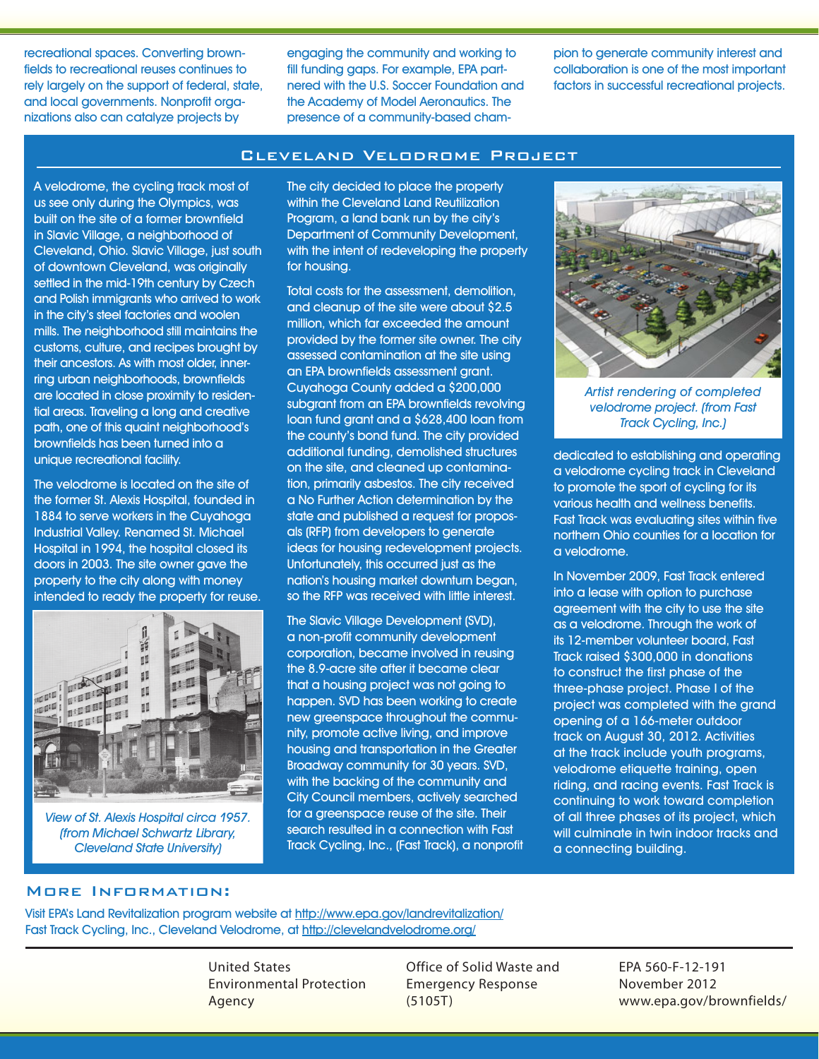recreational spaces. Converting brownfields to recreational reuses continues to rely largely on the support of federal, state, and local governments. Nonprofit organizations also can catalyze projects by engaging the community and working to fill funding gaps. For example, EPA partnered with the U.S. Soccer Foundation and the Academy of Model Aeronautics. The presence of a community-based champion to generate community interest and collaboration is one of the most important factors in successful recreational projects.

## Cleveland Velodrome Project

A velodrome, the cycling track most of us see only during the Olympics, was built on the site of a former brownfield in Slavic Village, a neighborhood of Cleveland, Ohio. Slavic Village, just south of downtown Cleveland, was originally settled in the mid-19th century by Czech and Polish immigrants who arrived to work in the city's steel factories and woolen mills. The neighborhood still maintains the customs, culture, and recipes brought by their ancestors. As with most older, inner-ring urban neighborhoods, brownfields are located in close proximity to residential areas. Traveling a long and creative path, one of this quaint neighborhood's brownfields has been turned into a unique recreational facility.

The velodrome is located on the site of the former St. Alexis Hospital, founded in 1884 to serve workers in the Cuyahoga Industrial Valley. Renamed St. Michael Hospital in 1994, the hospital closed its doors in 2003. The site owner gave the property to the city along with money intended to ready the property for reuse.

*View of St. Alexis Hospital circa 1957. (from Michael Schwartz Library, Cleveland State University)*

The city decided to place the property within the Cleveland Land Reutilization Program, a land bank run by the city's Department of Community Development, with the intent of redeveloping the property for housing.

Total costs for the assessment, demolition, and cleanup of the site were about $2.5 million, which far exceeded the amount provided by the former site owner. The city assessed contamination at the site using an EPA brownfields assessment grant. Cuyahoga County added a $200,000 subgrant from an EPA brownfields revolving loan fund grant and a $628,400 loan from the county's bond fund. The city provided additional funding, demolished structures on the site, and cleaned up contamination, primarily asbestos. The city received a No Further Action determination by the state and published a request for proposals (RFP) from developers to generate ideas for housing redevelopment projects. Unfortunately, this occurred just as the nation's housing market downturn began, so the RFP was received with little interest.

The Slavic Village Development (SVD), a non-profit community development corporation, became involved in reusing the 8.9-acre site after it became clear that a housing project was not going to happen. SVD has been working to create new greenspace throughout the community, promote active living, and improve housing and transportation in the Greater Broadway community for 30 years. SVD, with the backing of the community and City Council members, actively searched for a greenspace reuse of the site. Their search resulted in a connection with Fast Track Cycling, Inc., (Fast Track), a nonprofit dedicated to establishing and operating a velodrome cycling track in Cleveland to promote the sport of cycling for its various health and wellness benefits. Fast Track was evaluating sites within five northern Ohio counties for a location for a velodrome.

*Artist rendering of completed velodrome project. (from Fast Track Cycling, Inc.)*

In November 2009, Fast Track entered into a lease with option to purchase agreement with the city to use the site as a velodrome. Through the work of its 12-member volunteer board, Fast Track raised $300,000 in donations to construct the first phase of the three-phase project. Phase I of the project was completed with the grand opening of a 166-meter outdoor track on August 30, 2012. Activities at the track include youth programs, velodrome etiquette training, open riding, and racing events. Fast Track is continuing to work toward completion of all three phases of its project, which will culminate in twin indoor tracks and a connecting building.

## More Information:

Visit EPA's Land Revitalization program website at http://www.epa.gov/landrevitalization/
Fast Track Cycling, Inc., Cleveland Velodrome, at http://clevelandvelodrome.org/

United States Environmental Protection Agency

Office of Solid Waste and Emergency Response (5105T)

EPA 560-F-12-191
November 2012
www.epa.gov/brownfields/